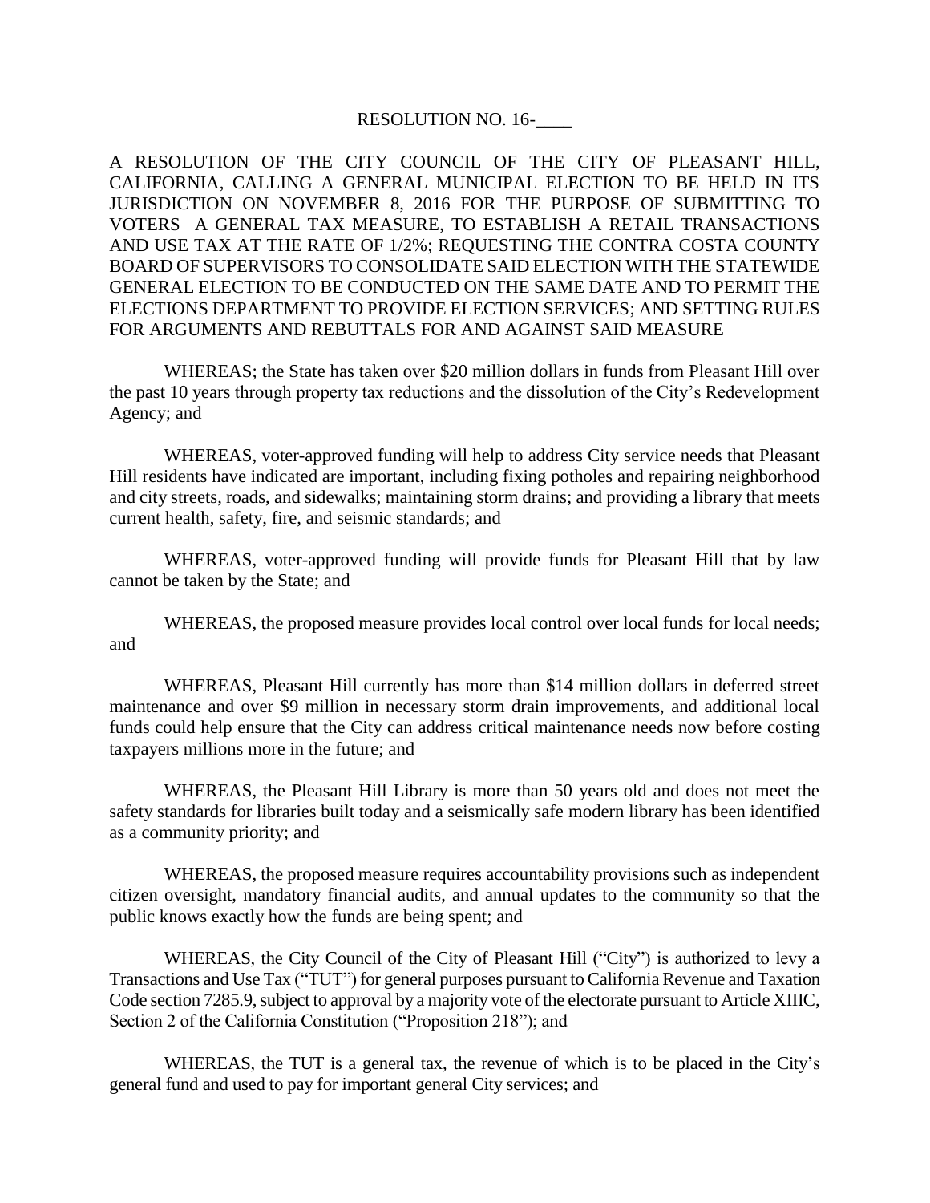# RESOLUTION NO. 16-____

A RESOLUTION OF THE CITY COUNCIL OF THE CITY OF PLEASANT HILL, CALIFORNIA, CALLING A GENERAL MUNICIPAL ELECTION TO BE HELD IN ITS JURISDICTION ON NOVEMBER 8, 2016 FOR THE PURPOSE OF SUBMITTING TO VOTERS A GENERAL TAX MEASURE, TO ESTABLISH A RETAIL TRANSACTIONS AND USE TAX AT THE RATE OF 1/2%; REQUESTING THE CONTRA COSTA COUNTY BOARD OF SUPERVISORS TO CONSOLIDATE SAID ELECTION WITH THE STATEWIDE GENERAL ELECTION TO BE CONDUCTED ON THE SAME DATE AND TO PERMIT THE ELECTIONS DEPARTMENT TO PROVIDE ELECTION SERVICES; AND SETTING RULES FOR ARGUMENTS AND REBUTTALS FOR AND AGAINST SAID MEASURE

WHEREAS; the State has taken over $20 million dollars in funds from Pleasant Hill over the past 10 years through property tax reductions and the dissolution of the City's Redevelopment Agency; and

WHEREAS, voter-approved funding will help to address City service needs that Pleasant Hill residents have indicated are important, including fixing potholes and repairing neighborhood and city streets, roads, and sidewalks; maintaining storm drains; and providing a library that meets current health, safety, fire, and seismic standards; and

WHEREAS, voter-approved funding will provide funds for Pleasant Hill that by law cannot be taken by the State; and

WHEREAS, the proposed measure provides local control over local funds for local needs; and

WHEREAS, Pleasant Hill currently has more than $14 million dollars in deferred street maintenance and over $9 million in necessary storm drain improvements, and additional local funds could help ensure that the City can address critical maintenance needs now before costing taxpayers millions more in the future; and

WHEREAS, the Pleasant Hill Library is more than 50 years old and does not meet the safety standards for libraries built today and a seismically safe modern library has been identified as a community priority; and

WHEREAS, the proposed measure requires accountability provisions such as independent citizen oversight, mandatory financial audits, and annual updates to the community so that the public knows exactly how the funds are being spent; and

WHEREAS, the City Council of the City of Pleasant Hill ("City") is authorized to levy a Transactions and Use Tax ("TUT") for general purposes pursuant to California Revenue and Taxation Code section 7285.9, subject to approval by a majority vote of the electorate pursuant to Article XIIIC, Section 2 of the California Constitution ("Proposition 218"); and

WHEREAS, the TUT is a general tax, the revenue of which is to be placed in the City's general fund and used to pay for important general City services; and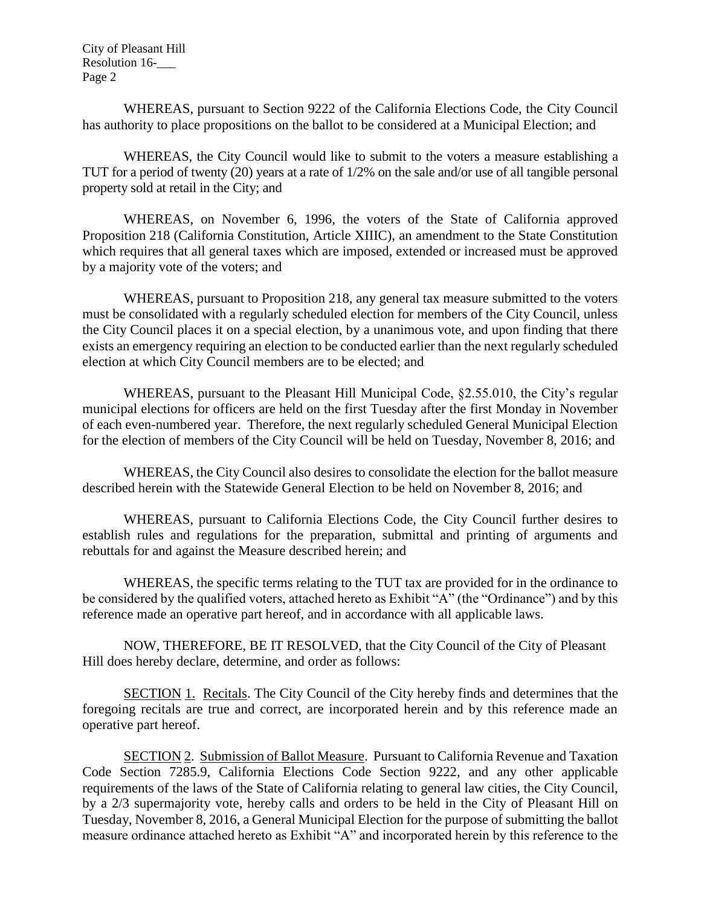WHEREAS, pursuant to Section 9222 of the California Elections Code, the City Council has authority to place propositions on the ballot to be considered at a Municipal Election; and

WHEREAS, the City Council would like to submit to the voters a measure establishing a TUT for a period of twenty (20) years at a rate of 1/2% on the sale and/or use of all tangible personal property sold at retail in the City; and

WHEREAS, on November 6, 1996, the voters of the State of California approved Proposition 218 (California Constitution, Article XIIIC), an amendment to the State Constitution which requires that all general taxes which are imposed, extended or increased must be approved by a majority vote of the voters; and

WHEREAS, pursuant to Proposition 218, any general tax measure submitted to the voters must be consolidated with a regularly scheduled election for members of the City Council, unless the City Council places it on a special election, by a unanimous vote, and upon finding that there exists an emergency requiring an election to be conducted earlier than the next regularly scheduled election at which City Council members are to be elected; and

WHEREAS, pursuant to the Pleasant Hill Municipal Code, §2.55.010, the City's regular municipal elections for officers are held on the first Tuesday after the first Monday in November of each even-numbered year. Therefore, the next regularly scheduled General Municipal Election for the election of members of the City Council will be held on Tuesday, November 8, 2016; and

WHEREAS, the City Council also desires to consolidate the election for the ballot measure described herein with the Statewide General Election to be held on November 8, 2016; and

WHEREAS, pursuant to California Elections Code, the City Council further desires to establish rules and regulations for the preparation, submittal and printing of arguments and rebuttals for and against the Measure described herein; and

WHEREAS, the specific terms relating to the TUT tax are provided for in the ordinance to be considered by the qualified voters, attached hereto as Exhibit "A" (the "Ordinance") and by this reference made an operative part hereof, and in accordance with all applicable laws.

NOW, THEREFORE, BE IT RESOLVED, that the City Council of the City of Pleasant Hill does hereby declare, determine, and order as follows:

SECTION 1. Recitals. The City Council of the City hereby finds and determines that the foregoing recitals are true and correct, are incorporated herein and by this reference made an operative part hereof.

SECTION 2. Submission of Ballot Measure. Pursuant to California Revenue and Taxation Code Section 7285.9, California Elections Code Section 9222, and any other applicable requirements of the laws of the State of California relating to general law cities, the City Council, by a 2/3 supermajority vote, hereby calls and orders to be held in the City of Pleasant Hill on Tuesday, November 8, 2016, a General Municipal Election for the purpose of submitting the ballot measure ordinance attached hereto as Exhibit "A" and incorporated herein by this reference to the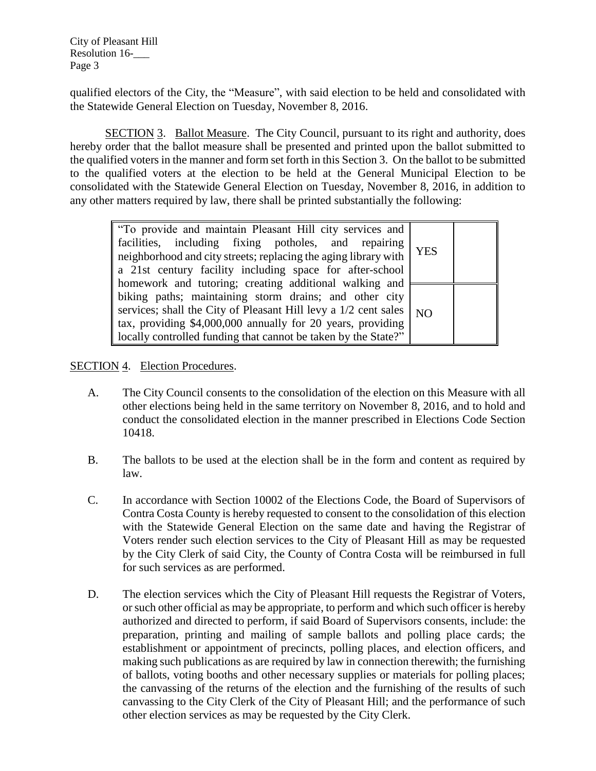qualified electors of the City, the "Measure", with said election to be held and consolidated with the Statewide General Election on Tuesday, November 8, 2016.

SECTION 3. Ballot Measure. The City Council, pursuant to its right and authority, does hereby order that the ballot measure shall be presented and printed upon the ballot submitted to the qualified voters in the manner and form set forth in this Section 3. On the ballot to be submitted to the qualified voters at the election to be held at the General Municipal Election to be consolidated with the Statewide General Election on Tuesday, November 8, 2016, in addition to any other matters required by law, there shall be printed substantially the following:

| "To provide and maintain Pleasant Hill city services and facilities, including fixing potholes, and repairing neighborhood and city streets; replacing the aging library with a 21st century facility including space for after-school homework and tutoring; creating additional walking and biking paths; maintaining storm drains; and other city services; shall the City of Pleasant Hill levy a 1/2 cent sales tax, providing $4,000,000 annually for 20 years, providing locally controlled funding that cannot be taken by the State?" | YES | |
|---|---|---|
| | NO | |

SECTION 4. Election Procedures.

A. The City Council consents to the consolidation of the election on this Measure with all other elections being held in the same territory on November 8, 2016, and to hold and conduct the consolidated election in the manner prescribed in Elections Code Section 10418.

B. The ballots to be used at the election shall be in the form and content as required by law.

C. In accordance with Section 10002 of the Elections Code, the Board of Supervisors of Contra Costa County is hereby requested to consent to the consolidation of this election with the Statewide General Election on the same date and having the Registrar of Voters render such election services to the City of Pleasant Hill as may be requested by the City Clerk of said City, the County of Contra Costa will be reimbursed in full for such services as are performed.

D. The election services which the City of Pleasant Hill requests the Registrar of Voters, or such other official as may be appropriate, to perform and which such officer is hereby authorized and directed to perform, if said Board of Supervisors consents, include: the preparation, printing and mailing of sample ballots and polling place cards; the establishment or appointment of precincts, polling places, and election officers, and making such publications as are required by law in connection therewith; the furnishing of ballots, voting booths and other necessary supplies or materials for polling places; the canvassing of the returns of the election and the furnishing of the results of such canvassing to the City Clerk of the City of Pleasant Hill; and the performance of such other election services as may be requested by the City Clerk.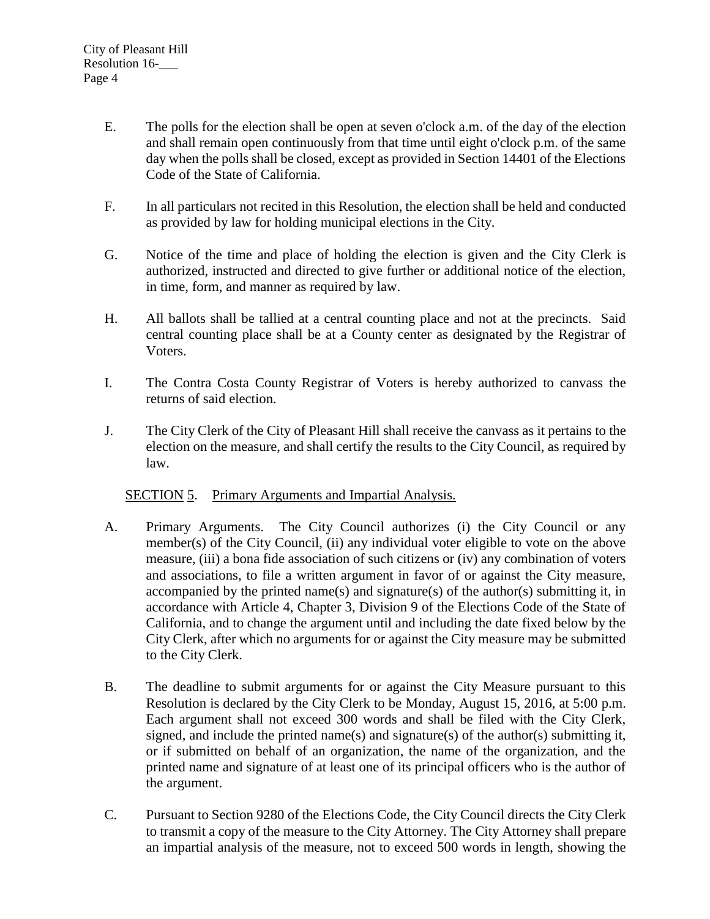E. The polls for the election shall be open at seven o'clock a.m. of the day of the election and shall remain open continuously from that time until eight o'clock p.m. of the same day when the polls shall be closed, except as provided in Section 14401 of the Elections Code of the State of California.

F. In all particulars not recited in this Resolution, the election shall be held and conducted as provided by law for holding municipal elections in the City.

G. Notice of the time and place of holding the election is given and the City Clerk is authorized, instructed and directed to give further or additional notice of the election, in time, form, and manner as required by law.

H. All ballots shall be tallied at a central counting place and not at the precincts. Said central counting place shall be at a County center as designated by the Registrar of Voters.

I. The Contra Costa County Registrar of Voters is hereby authorized to canvass the returns of said election.

J. The City Clerk of the City of Pleasant Hill shall receive the canvass as it pertains to the election on the measure, and shall certify the results to the City Council, as required by law.

SECTION 5. Primary Arguments and Impartial Analysis.

A. Primary Arguments. The City Council authorizes (i) the City Council or any member(s) of the City Council, (ii) any individual voter eligible to vote on the above measure, (iii) a bona fide association of such citizens or (iv) any combination of voters and associations, to file a written argument in favor of or against the City measure, accompanied by the printed name(s) and signature(s) of the author(s) submitting it, in accordance with Article 4, Chapter 3, Division 9 of the Elections Code of the State of California, and to change the argument until and including the date fixed below by the City Clerk, after which no arguments for or against the City measure may be submitted to the City Clerk.

B. The deadline to submit arguments for or against the City Measure pursuant to this Resolution is declared by the City Clerk to be Monday, August 15, 2016, at 5:00 p.m. Each argument shall not exceed 300 words and shall be filed with the City Clerk, signed, and include the printed name(s) and signature(s) of the author(s) submitting it, or if submitted on behalf of an organization, the name of the organization, and the printed name and signature of at least one of its principal officers who is the author of the argument.

C. Pursuant to Section 9280 of the Elections Code, the City Council directs the City Clerk to transmit a copy of the measure to the City Attorney. The City Attorney shall prepare an impartial analysis of the measure, not to exceed 500 words in length, showing the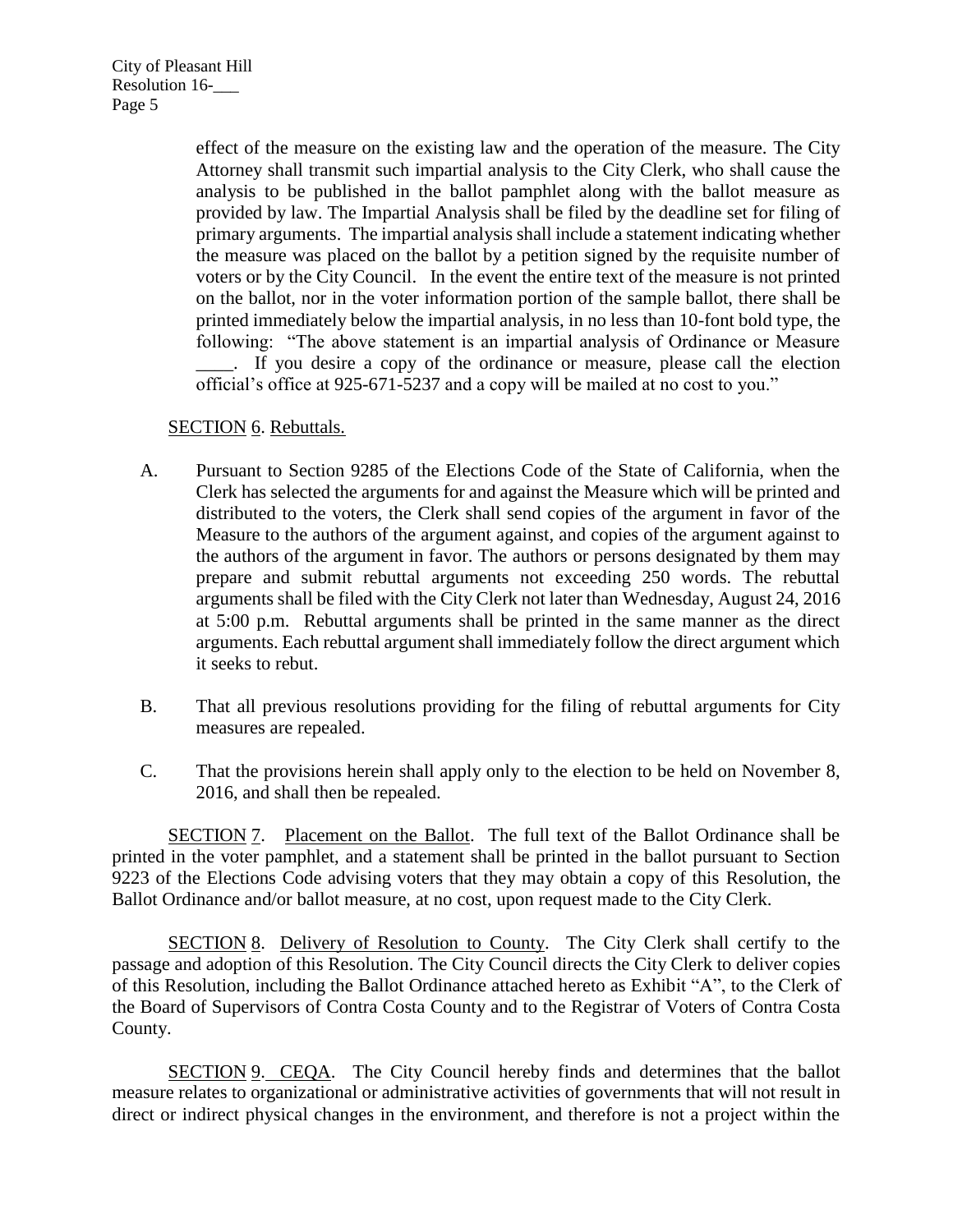effect of the measure on the existing law and the operation of the measure. The City Attorney shall transmit such impartial analysis to the City Clerk, who shall cause the analysis to be published in the ballot pamphlet along with the ballot measure as provided by law. The Impartial Analysis shall be filed by the deadline set for filing of primary arguments. The impartial analysis shall include a statement indicating whether the measure was placed on the ballot by a petition signed by the requisite number of voters or by the City Council. In the event the entire text of the measure is not printed on the ballot, nor in the voter information portion of the sample ballot, there shall be printed immediately below the impartial analysis, in no less than 10-font bold type, the following: "The above statement is an impartial analysis of Ordinance or Measure ____. If you desire a copy of the ordinance or measure, please call the election official's office at 925-671-5237 and a copy will be mailed at no cost to you."

SECTION 6. Rebuttals.

A. Pursuant to Section 9285 of the Elections Code of the State of California, when the Clerk has selected the arguments for and against the Measure which will be printed and distributed to the voters, the Clerk shall send copies of the argument in favor of the Measure to the authors of the argument against, and copies of the argument against to the authors of the argument in favor. The authors or persons designated by them may prepare and submit rebuttal arguments not exceeding 250 words. The rebuttal arguments shall be filed with the City Clerk not later than Wednesday, August 24, 2016 at 5:00 p.m. Rebuttal arguments shall be printed in the same manner as the direct arguments. Each rebuttal argument shall immediately follow the direct argument which it seeks to rebut.

B. That all previous resolutions providing for the filing of rebuttal arguments for City measures are repealed.

C. That the provisions herein shall apply only to the election to be held on November 8, 2016, and shall then be repealed.

SECTION 7. Placement on the Ballot. The full text of the Ballot Ordinance shall be printed in the voter pamphlet, and a statement shall be printed in the ballot pursuant to Section 9223 of the Elections Code advising voters that they may obtain a copy of this Resolution, the Ballot Ordinance and/or ballot measure, at no cost, upon request made to the City Clerk.

SECTION 8. Delivery of Resolution to County. The City Clerk shall certify to the passage and adoption of this Resolution. The City Council directs the City Clerk to deliver copies of this Resolution, including the Ballot Ordinance attached hereto as Exhibit "A", to the Clerk of the Board of Supervisors of Contra Costa County and to the Registrar of Voters of Contra Costa County.

SECTION 9. CEQA. The City Council hereby finds and determines that the ballot measure relates to organizational or administrative activities of governments that will not result in direct or indirect physical changes in the environment, and therefore is not a project within the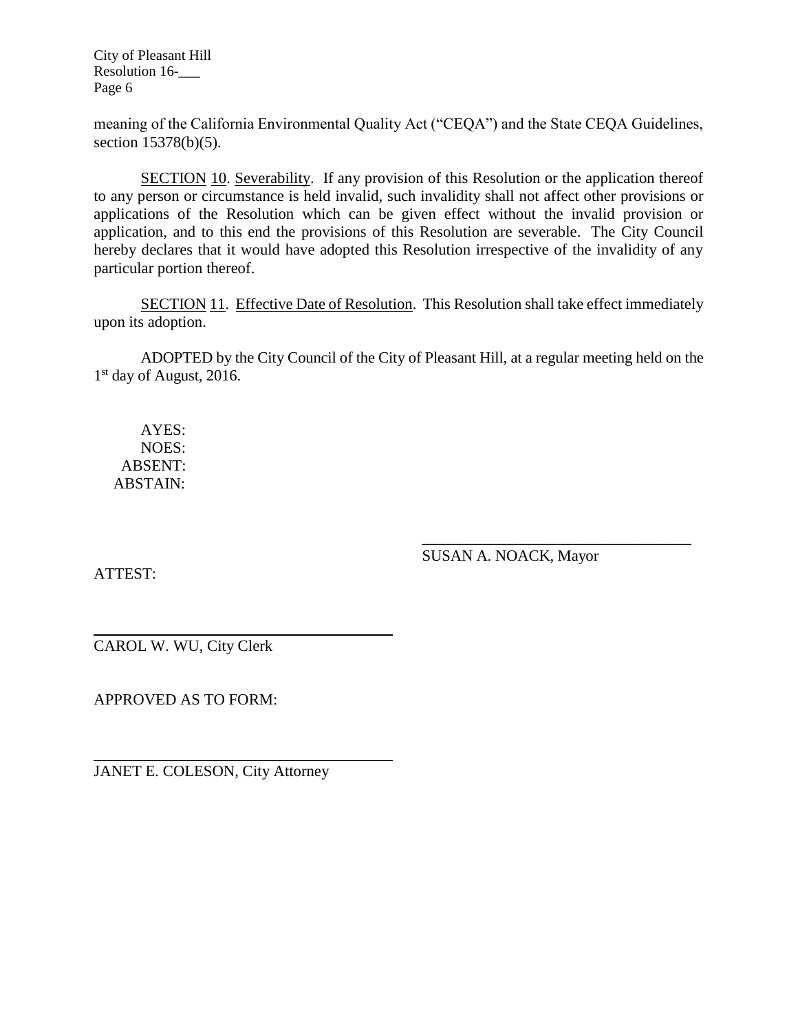meaning of the California Environmental Quality Act ("CEQA") and the State CEQA Guidelines, section 15378(b)(5).

SECTION 10. Severability. If any provision of this Resolution or the application thereof to any person or circumstance is held invalid, such invalidity shall not affect other provisions or applications of the Resolution which can be given effect without the invalid provision or application, and to this end the provisions of this Resolution are severable. The City Council hereby declares that it would have adopted this Resolution irrespective of the invalidity of any particular portion thereof.

SECTION 11. Effective Date of Resolution. This Resolution shall take effect immediately upon its adoption.

ADOPTED by the City Council of the City of Pleasant Hill, at a regular meeting held on the 1st day of August, 2016.

AYES:
NOES:
ABSENT:
ABSTAIN:

\_\_\_\_\_\_\_\_\_\_\_\_\_\_\_\_\_\_\_\_\_\_\_\_\_\_\_\_\_\_\_\_\_\_\_
SUSAN A. NOACK, Mayor

ATTEST:

\_\_\_\_\_\_\_\_\_\_\_\_\_\_\_\_\_\_\_\_\_\_\_\_\_\_\_\_\_\_\_\_\_\_\_
CAROL W. WU, City Clerk

APPROVED AS TO FORM:

\_\_\_\_\_\_\_\_\_\_\_\_\_\_\_\_\_\_\_\_\_\_\_\_\_\_\_\_\_\_\_\_\_\_\_
JANET E. COLESON, City Attorney